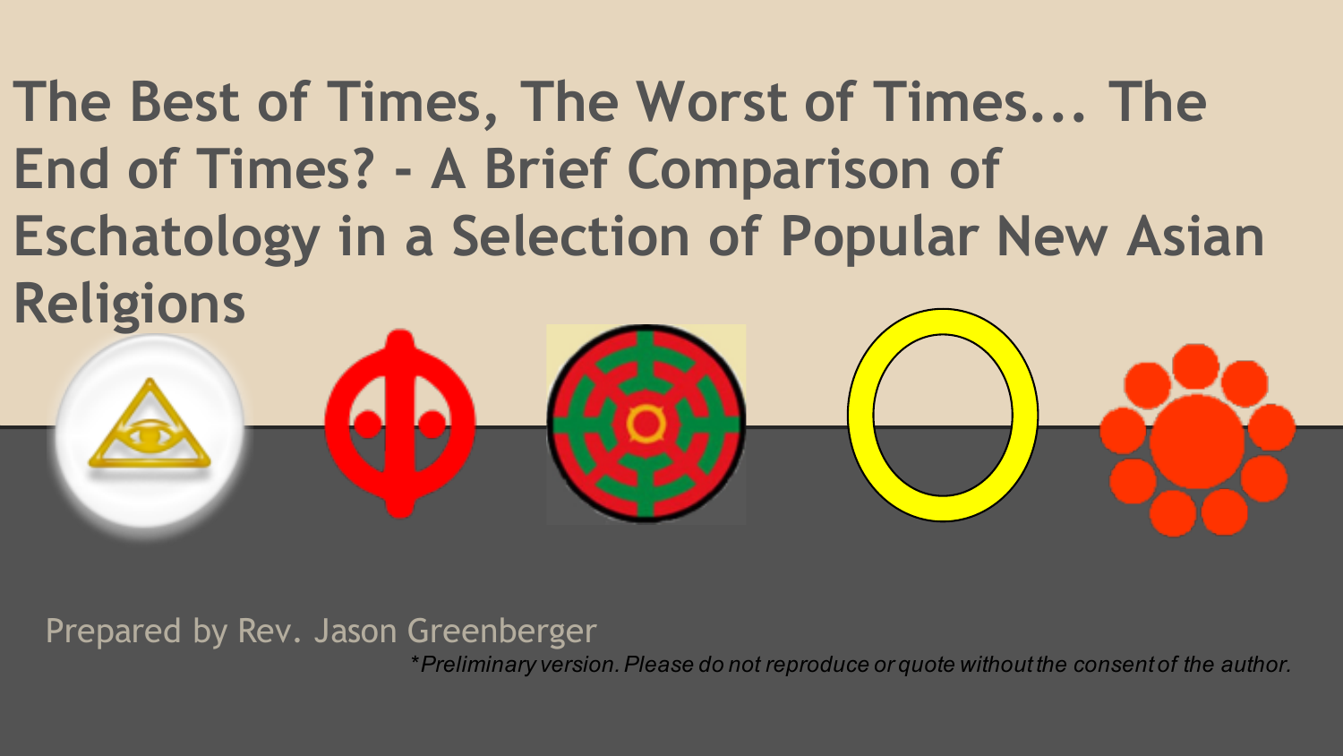# The Best of Times, The Worst of Times... The End of Times? - A Brief Comparison of Eschatology in a Selection of Popular New Asian Religions

Prepared by Rev. Jason Greenberger

*\*Preliminary version. Please do not reproduce or quote without the consent of the author.*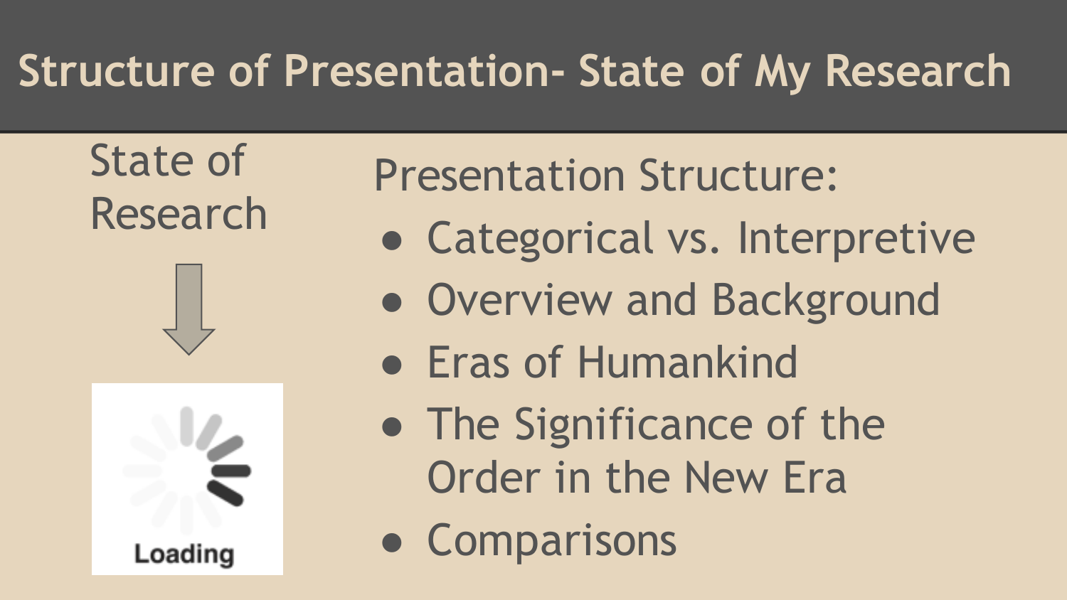# Structure of Presentation- State of My Research

State of Research

Loading

Presentation Structure:

- Categorical vs. Interpretive
- Overview and Background
- Eras of Humankind
- The Significance of the Order in the New Era
- Comparisons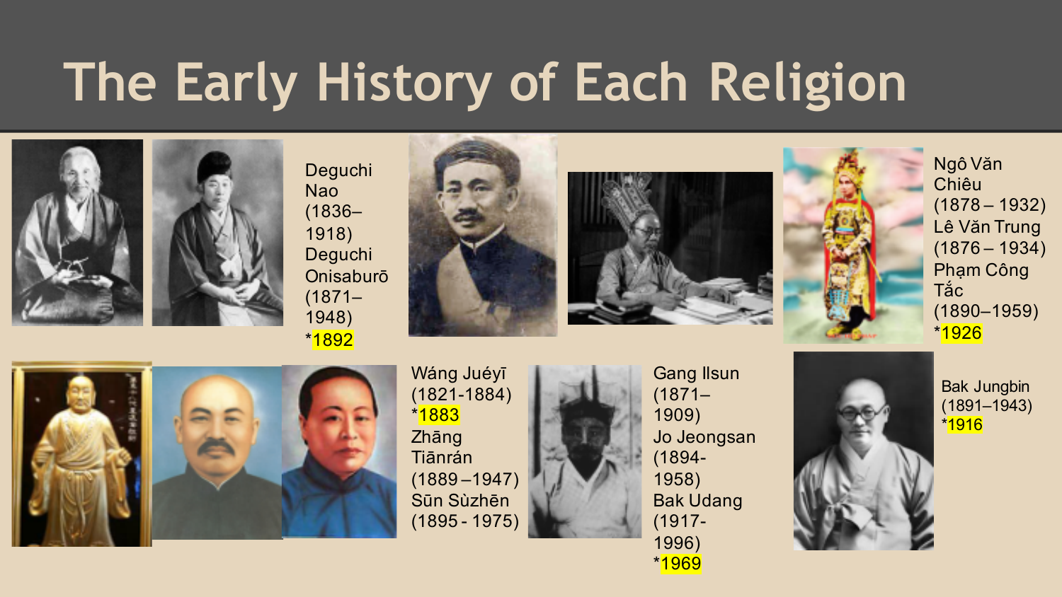# The Early History of Each Religion

Deguchi Nao (1836–1918)
Deguchi Onisaburō (1871–1948)
*1892

Ngô Văn Chiêu (1878 – 1932)
Lê Văn Trung (1876 – 1934)
Phạm Công Tắc (1890–1959)
*1926

Wáng Juéyī (1821-1884)
*1883
Zhāng Tiānrán (1889 –1947)
Sūn Sùzhēn (1895 - 1975)

Gang Ilsun (1871–1909)
Jo Jeongsan (1894-1958)
Bak Udang (1917-1996)
*1969

Bak Jungbin (1891–1943)
*1916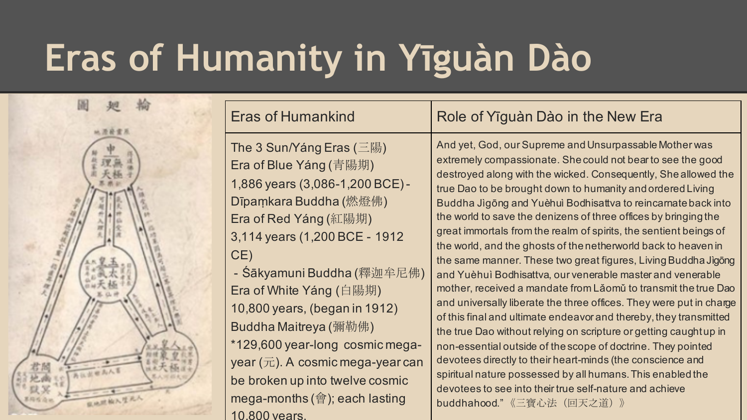# Eras of Humanity in Yīguàn Dào

| Eras of Humankind | Role of Yīguàn Dào in the New Era |
|---|---|
| The 3 Sun/Yáng Eras (三陽)<br>Era of Blue Yáng (青陽期)<br>1,886 years (3,086-1,200 BCE) - Dīpaṃkara Buddha (燃燈佛)<br>Era of Red Yáng (紅陽期)<br>3,114 years (1,200 BCE - 1912 CE)<br>- Śākyamuni Buddha (釋迦牟尼佛)<br>Era of White Yáng (白陽期)<br>10,800 years, (began in 1912)<br>Buddha Maitreya (彌勒佛)<br>*129,600 year-long cosmic mega-year (元). A cosmic mega-year can be broken up into twelve cosmic mega-months (會); each lasting 10,800 years. | And yet, God, our Supreme and Unsurpassable Mother was extremely compassionate. She could not bear to see the good destroyed along with the wicked. Consequently, She allowed the true Dao to be brought down to humanity and ordered Living Buddha Jìgōng and Yuèhuì Bodhisattva to reincarnate back into the world to save the denizens of three offices by bringing the great immortals from the realm of spirits, the sentient beings of the world, and the ghosts of the netherworld back to heaven in the same manner. These two great figures, Living Buddha Jìgōng and Yuèhuì Bodhisattva, our venerable master and venerable mother, received a mandate from Lǎomǔ to transmit the true Dao and universally liberate the three offices. They were put in charge of this final and ultimate endeavor and thereby, they transmitted the true Dao without relying on scripture or getting caught up in non-essential outside of the scope of doctrine. They pointed devotees directly to their heart-minds (the conscience and spiritual nature possessed by all humans. This enabled the devotees to see into their true self-nature and achieve buddhahood." 《三寶心法（回天之道）》 |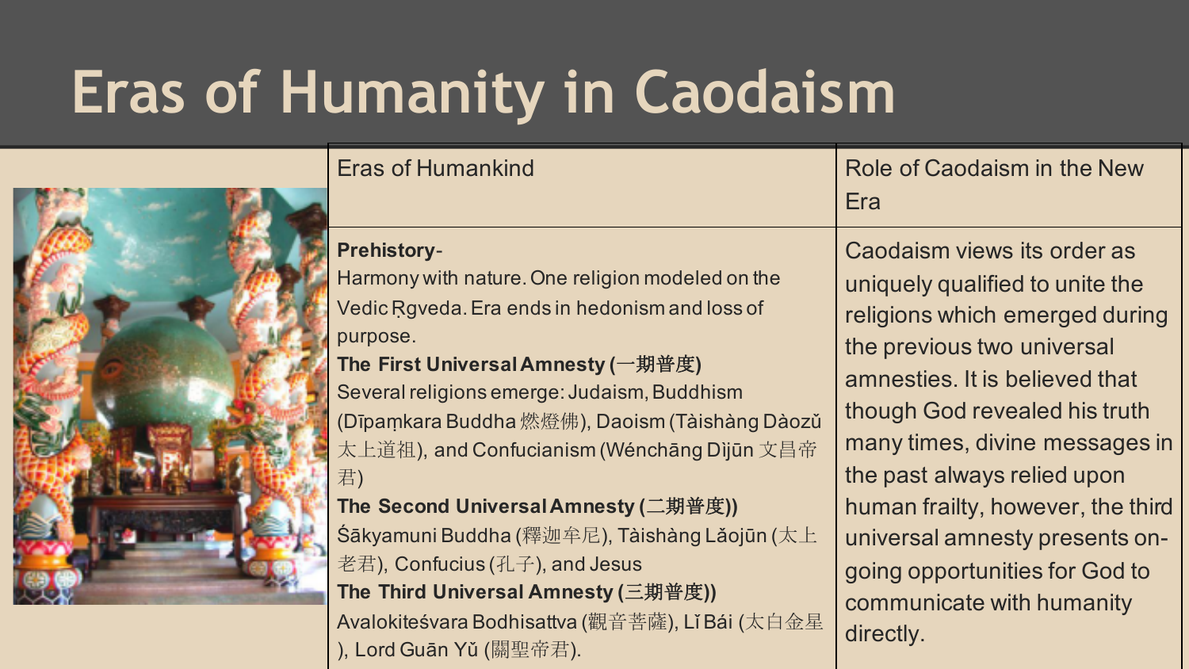# Eras of Humanity in Caodaism

| Eras of Humankind | Role of Caodaism in the New Era |
|---|---|
| **Prehistory**- Harmony with nature. One religion modeled on the Vedic Ṛgveda. Era ends in hedonism and loss of purpose. **The First Universal Amnesty (一期普度)** Several religions emerge: Judaism, Buddhism (Dīpaṃkara Buddha 燃燈佛), Daoism (Tàishàng Dàozǔ 太上道祖), and Confucianism (Wénchāng Dìjūn 文昌帝君) **The Second Universal Amnesty (二期普度))** Śākyamuni Buddha (釋迦牟尼), Tàishàng Lǎojūn (太上老君), Confucius (孔子), and Jesus **The Third Universal Amnesty (三期普度))** Avalokiteśvara Bodhisattva (觀音菩薩), Lǐ Bái (太白金星), Lord Guān Yǔ (關聖帝君). | Caodaism views its order as uniquely qualified to unite the religions which emerged during the previous two universal amnesties. It is believed that though God revealed his truth many times, divine messages in the past always relied upon human frailty, however, the third universal amnesty presents on-going opportunities for God to communicate with humanity directly. |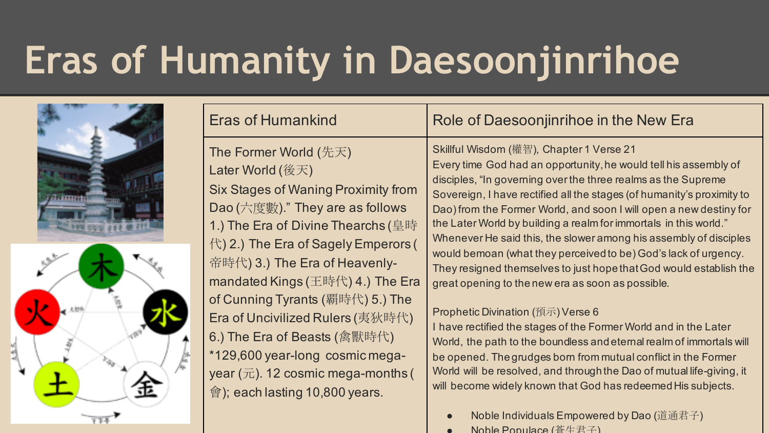# Eras of Humanity in Daesoonjinrihoe

| Eras of Humankind | Role of Daesoonjinrihoe in the New Era |
|---|---|
| The Former World (先天)<br>Later World (後天)<br>Six Stages of Waning Proximity from Dao (六度數).” They are as follows 1.) The Era of Divine Thearchs (皇時代) 2.) The Era of Sagely Emperors (帝時代) 3.) The Era of Heavenly-mandated Kings (王時代) 4.) The Era of Cunning Tyrants (霸時代) 5.) The Era of Uncivilized Rulers (夷狄時代) 6.) The Era of Beasts (禽獸時代)<br>*129,600 year-long cosmic mega-year (元). 12 cosmic mega-months (會); each lasting 10,800 years. | Skillful Wisdom (權智), Chapter 1 Verse 21<br>Every time God had an opportunity, he would tell his assembly of disciples, “In governing over the three realms as the Supreme Sovereign, I have rectified all the stages (of humanity’s proximity to Dao) from the Former World, and soon I will open a new destiny for the Later World by building a realm for immortals in this world.” Whenever He said this, the slower among his assembly of disciples would bemoan (what they perceived to be) God’s lack of urgency. They resigned themselves to just hope that God would establish the great opening to the new era as soon as possible.<br><br>Prophetic Divination (預示) Verse 6<br>I have rectified the stages of the Former World and in the Later World, the path to the boundless and eternal realm of immortals will be opened. The grudges born from mutual conflict in the Former World will be resolved, and through the Dao of mutual life-giving, it will become widely known that God has redeemed His subjects.<br><br>● Noble Individuals Empowered by Dao (道通君子)<br>● Noble Populace (蒼生君子) |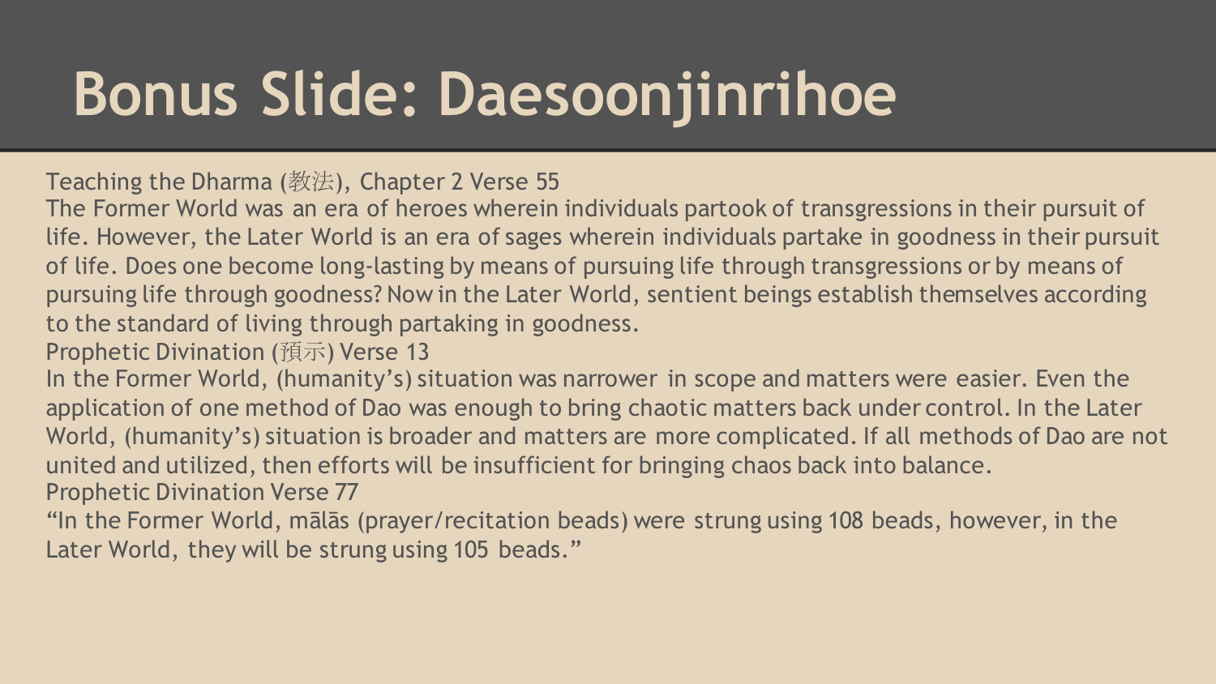# Bonus Slide: Daesoonjinrihoe

Teaching the Dharma (教法), Chapter 2 Verse 55

The Former World was an era of heroes wherein individuals partook of transgressions in their pursuit of life. However, the Later World is an era of sages wherein individuals partake in goodness in their pursuit of life. Does one become long-lasting by means of pursuing life through transgressions or by means of pursuing life through goodness? Now in the Later World, sentient beings establish themselves according to the standard of living through partaking in goodness.

Prophetic Divination (預示) Verse 13

In the Former World, (humanity's) situation was narrower in scope and matters were easier. Even the application of one method of Dao was enough to bring chaotic matters back under control. In the Later World, (humanity's) situation is broader and matters are more complicated. If all methods of Dao are not united and utilized, then efforts will be insufficient for bringing chaos back into balance.

Prophetic Divination Verse 77

"In the Former World, mālās (prayer/recitation beads) were strung using 108 beads, however, in the Later World, they will be strung using 105 beads."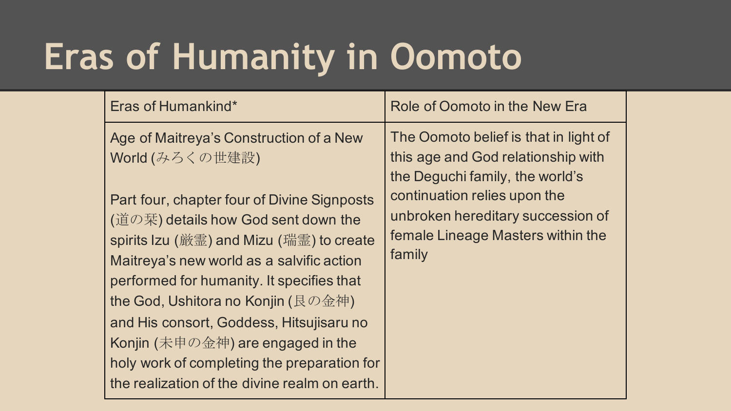# Eras of Humanity in Oomoto

| Eras of Humankind* | Role of Oomoto in the New Era |
| --- | --- |
| Age of Maitreya's Construction of a New World (みろくの世建設)<br><br>Part four, chapter four of Divine Signposts (道の栞) details how God sent down the spirits Izu (厳霊) and Mizu (瑞霊) to create Maitreya's new world as a salvific action performed for humanity. It specifies that the God, Ushitora no Konjin (艮の金神) and His consort, Goddess, Hitsujisaru no Konjin (未申の金神) are engaged in the holy work of completing the preparation for the realization of the divine realm on earth. | The Oomoto belief is that in light of this age and God relationship with the Deguchi family, the world's continuation relies upon the unbroken hereditary succession of female Lineage Masters within the family |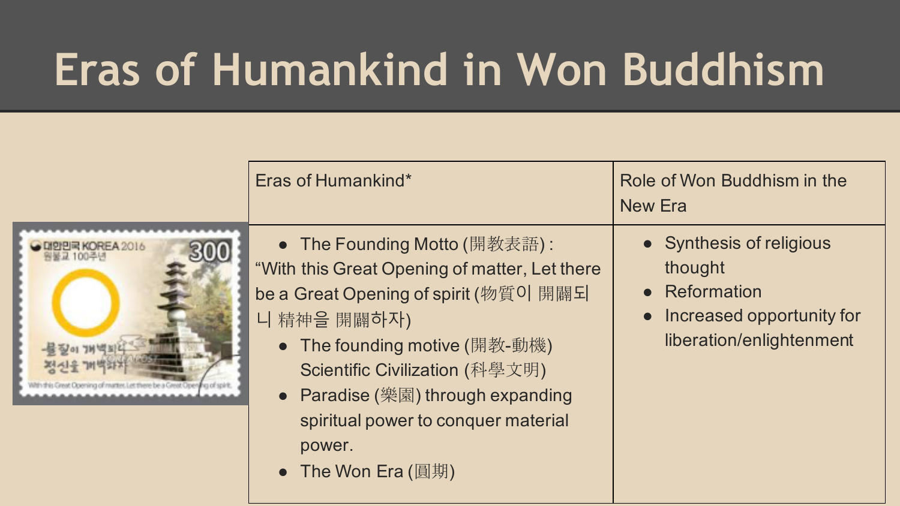# Eras of Humankind in Won Buddhism

| Eras of Humankind* | Role of Won Buddhism in the New Era |
|---|---|
| • The Founding Motto (開教表語) : "With this Great Opening of matter, Let there be a Great Opening of spirit (物質이 開闢되니 精神을 開闢하자)<br>• The founding motive (開教-動機) Scientific Civilization (科學文明)<br>• Paradise (樂園) through expanding spiritual power to conquer material power.<br>• The Won Era (圓期) | • Synthesis of religious thought<br>• Reformation<br>• Increased opportunity for liberation/enlightenment |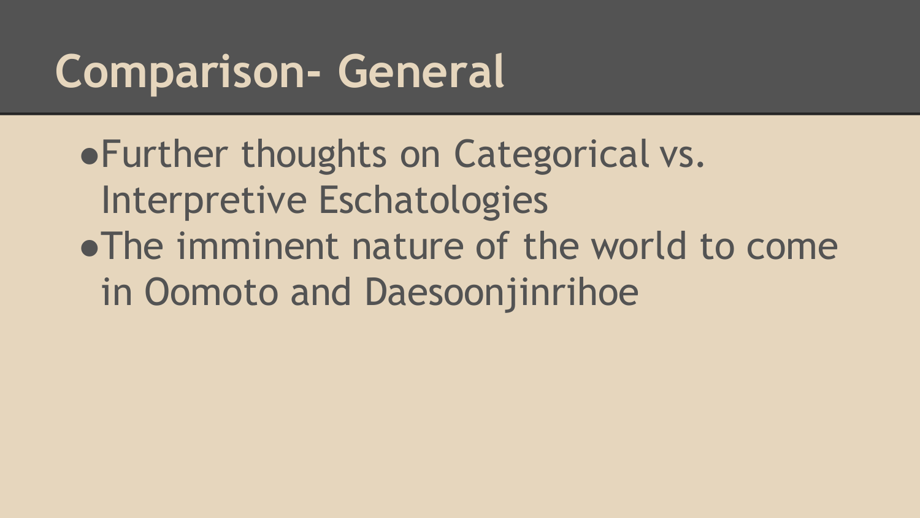# Comparison- General

- Further thoughts on Categorical vs. Interpretive Eschatologies
- The imminent nature of the world to come in Oomoto and Daesoonjinrihoe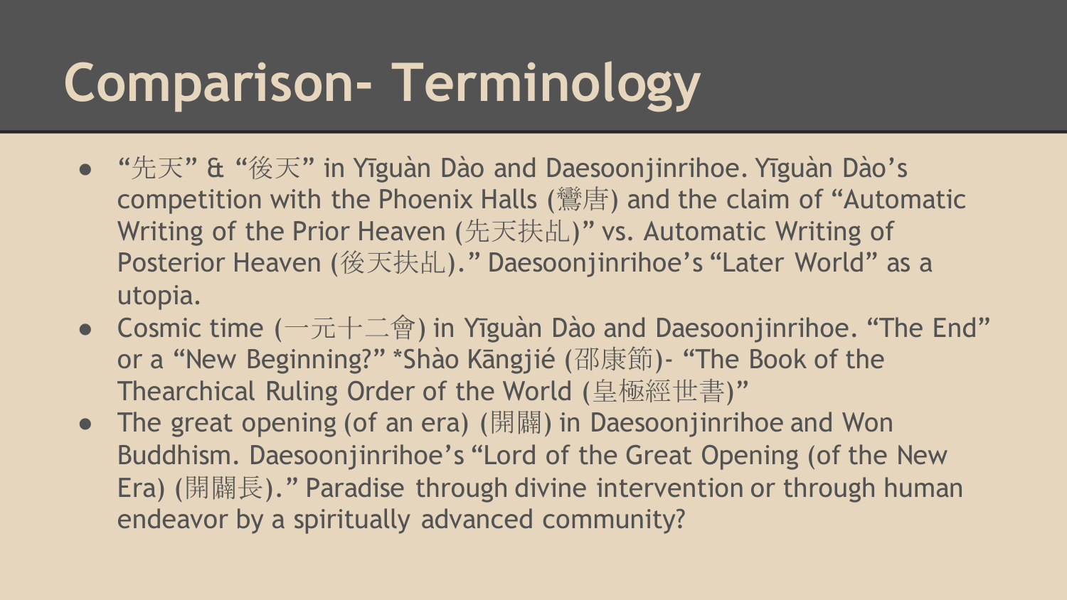# Comparison- Terminology

- “先天” & “後天” in Yīguàn Dào and Daesoonjinrihoe. Yīguàn Dào’s competition with the Phoenix Halls (鸞唐) and the claim of “Automatic Writing of the Prior Heaven (先天扶乩)” vs. Automatic Writing of Posterior Heaven (後天扶乩).” Daesoonjinrihoe’s “Later World” as a utopia.
- Cosmic time (一元十二會) in Yīguàn Dào and Daesoonjinrihoe. “The End” or a “New Beginning?” *Shào Kāngjié (邵康節)- “The Book of the Thearchical Ruling Order of the World (皇極經世書)”
- The great opening (of an era) (開闢) in Daesoonjinrihoe and Won Buddhism. Daesoonjinrihoe’s “Lord of the Great Opening (of the New Era) (開闢長).” Paradise through divine intervention or through human endeavor by a spiritually advanced community?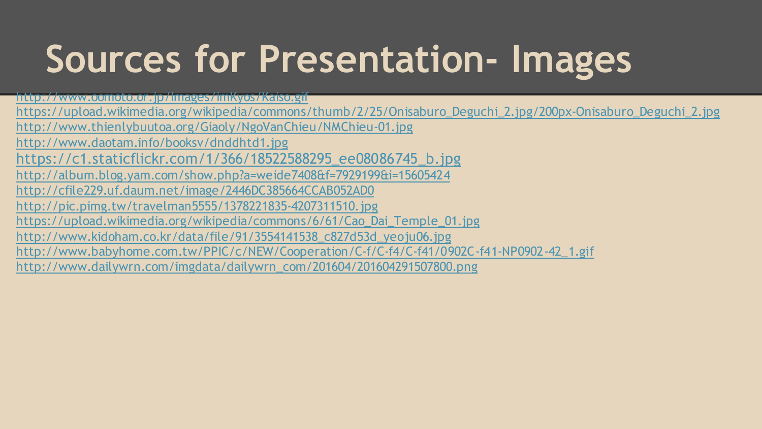# Sources for Presentation- Images

http://www.oomoto.or.jp/Images/imKyos/Kaiso.gif
https://upload.wikimedia.org/wikipedia/commons/thumb/2/25/Onisaburo_Deguchi_2.jpg/200px-Onisaburo_Deguchi_2.jpg
http://www.thienlybuutoa.org/Giaoly/NgoVanChieu/NMChieu-01.jpg
http://www.daotam.info/booksv/dnddhtd1.jpg
https://c1.staticflickr.com/1/366/18522588295_ee08086745_b.jpg
http://album.blog.yam.com/show.php?a=weide7408&f=7929199&i=15605424
http://cfile229.uf.daum.net/image/2446DC385664CCAB052AD0
http://pic.pimg.tw/travelman5555/1378221835-4207311510.jpg
https://upload.wikimedia.org/wikipedia/commons/6/61/Cao_Dai_Temple_01.jpg
http://www.kidoham.co.kr/data/file/91/3554141538_c827d53d_yeoju06.jpg
http://www.babyhome.com.tw/PPIC/c/NEW/Cooperation/C-f/C-f4/C-f41/0902C-f41-NP0902-42_1.gif
http://www.dailywrn.com/imgdata/dailywrn_com/201604/201604291507800.png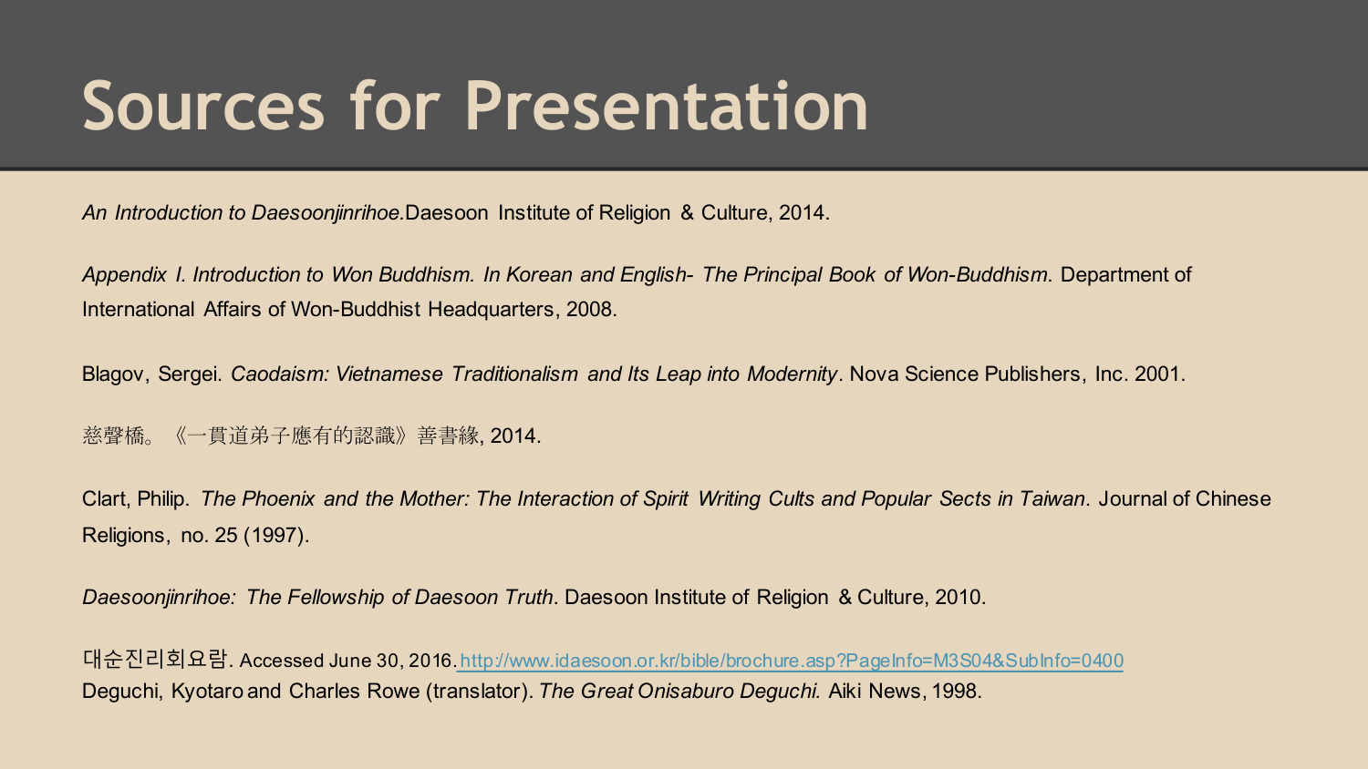# Sources for Presentation

*An Introduction to Daesoonjinrihoe.*Daesoon Institute of Religion & Culture, 2014.

*Appendix I. Introduction to Won Buddhism. In Korean and English- The Principal Book of Won-Buddhism*. Department of International Affairs of Won-Buddhist Headquarters, 2008.

Blagov, Sergei. *Caodaism: Vietnamese Traditionalism and Its Leap into Modernity*. Nova Science Publishers, Inc. 2001.

慈聲橋。《一貫道弟子應有的認識》善書緣, 2014.

Clart, Philip. *The Phoenix and the Mother: The Interaction of Spirit Writing Cults and Popular Sects in Taiwan*. Journal of Chinese Religions, no. 25 (1997).

*Daesoonjinrihoe: The Fellowship of Daesoon Truth*. Daesoon Institute of Religion & Culture, 2010.

대순진리회요람. Accessed June 30, 2016. http://www.idaesoon.or.kr/bible/brochure.asp?PageInfo=M3S04&SubInfo=0400

Deguchi, Kyotaro and Charles Rowe (translator). *The Great Onisaburo Deguchi.* Aiki News, 1998.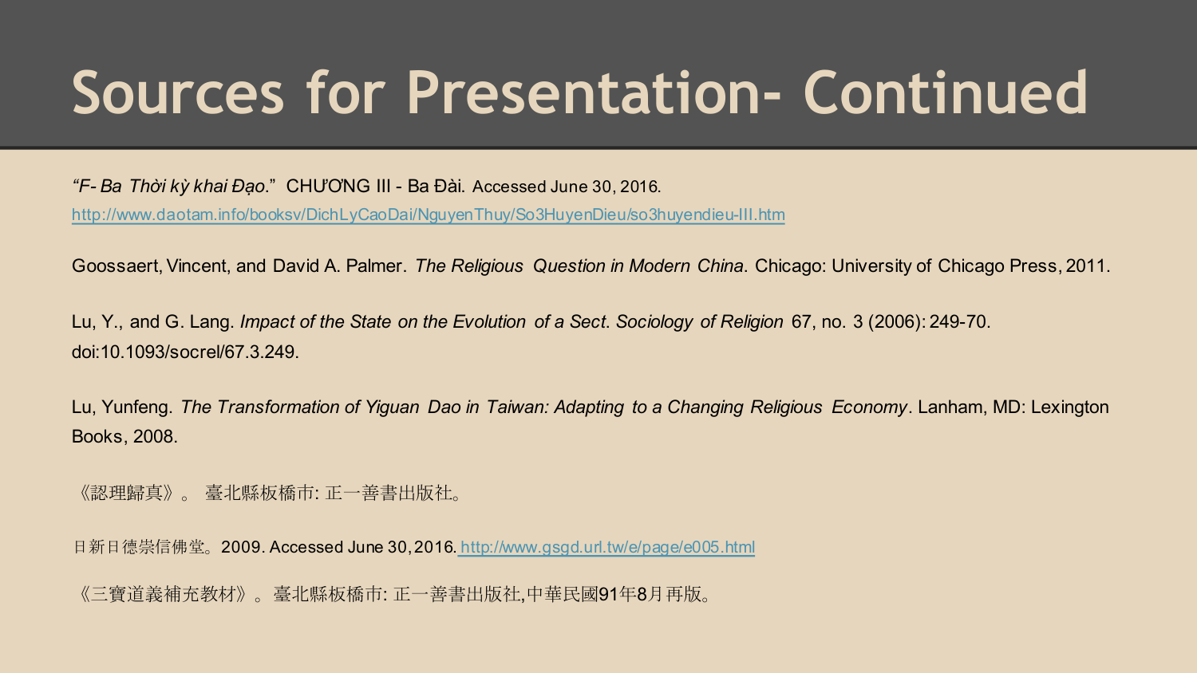# Sources for Presentation- Continued

*"F- Ba Thời kỳ khai Đạo."* CHƯƠNG III - Ba Đài. Accessed June 30, 2016. http://www.daotam.info/booksv/DichLyCaoDai/NguyenThuy/So3HuyenDieu/so3huyendieu-III.htm

Goossaert, Vincent, and David A. Palmer. *The Religious Question in Modern China*. Chicago: University of Chicago Press, 2011.

Lu, Y., and G. Lang. *Impact of the State on the Evolution of a Sect*. *Sociology of Religion* 67, no. 3 (2006): 249-70. doi:10.1093/socrel/67.3.249.

Lu, Yunfeng. *The Transformation of Yiguan Dao in Taiwan: Adapting to a Changing Religious Economy*. Lanham, MD: Lexington Books, 2008.

《認理歸真》。 臺北縣板橋市: 正一善書出版社。

日新日德崇信佛堂。2009. Accessed June 30, 2016. http://www.gsgd.url.tw/e/page/e005.html

《三寶道義補充教材》。臺北縣板橋市: 正一善書出版社,中華民國91年8月再版。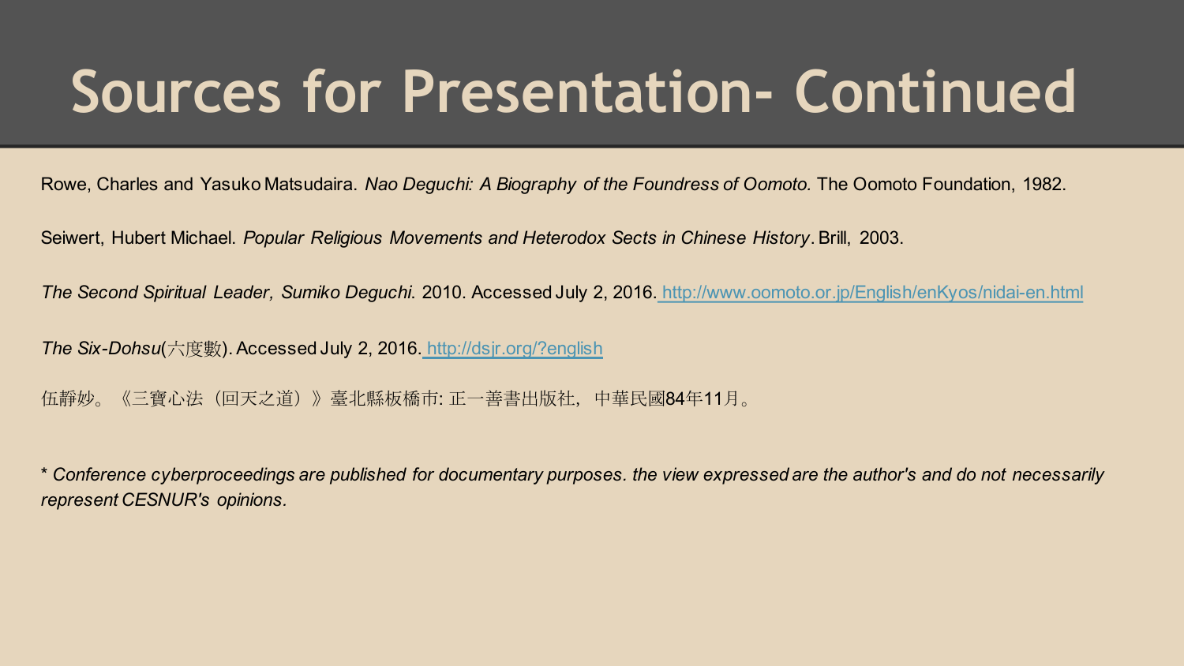# Sources for Presentation- Continued

Rowe, Charles and Yasuko Matsudaira. *Nao Deguchi: A Biography of the Foundress of Oomoto.* The Oomoto Foundation, 1982.

Seiwert, Hubert Michael. *Popular Religious Movements and Heterodox Sects in Chinese History*. Brill, 2003.

*The Second Spiritual Leader, Sumiko Deguchi.* 2010. Accessed July 2, 2016. http://www.oomoto.or.jp/English/enKyos/nidai-en.html

*The Six-Dohsu*(六度數). Accessed July 2, 2016. http://dsjr.org/?english

伍靜妙。《三寶心法（回天之道）》臺北縣板橋市: 正一善書出版社，中華民國84年11月。

*\* Conference cyberproceedings are published for documentary purposes. the view expressed are the author's and do not necessarily represent CESNUR's opinions.*